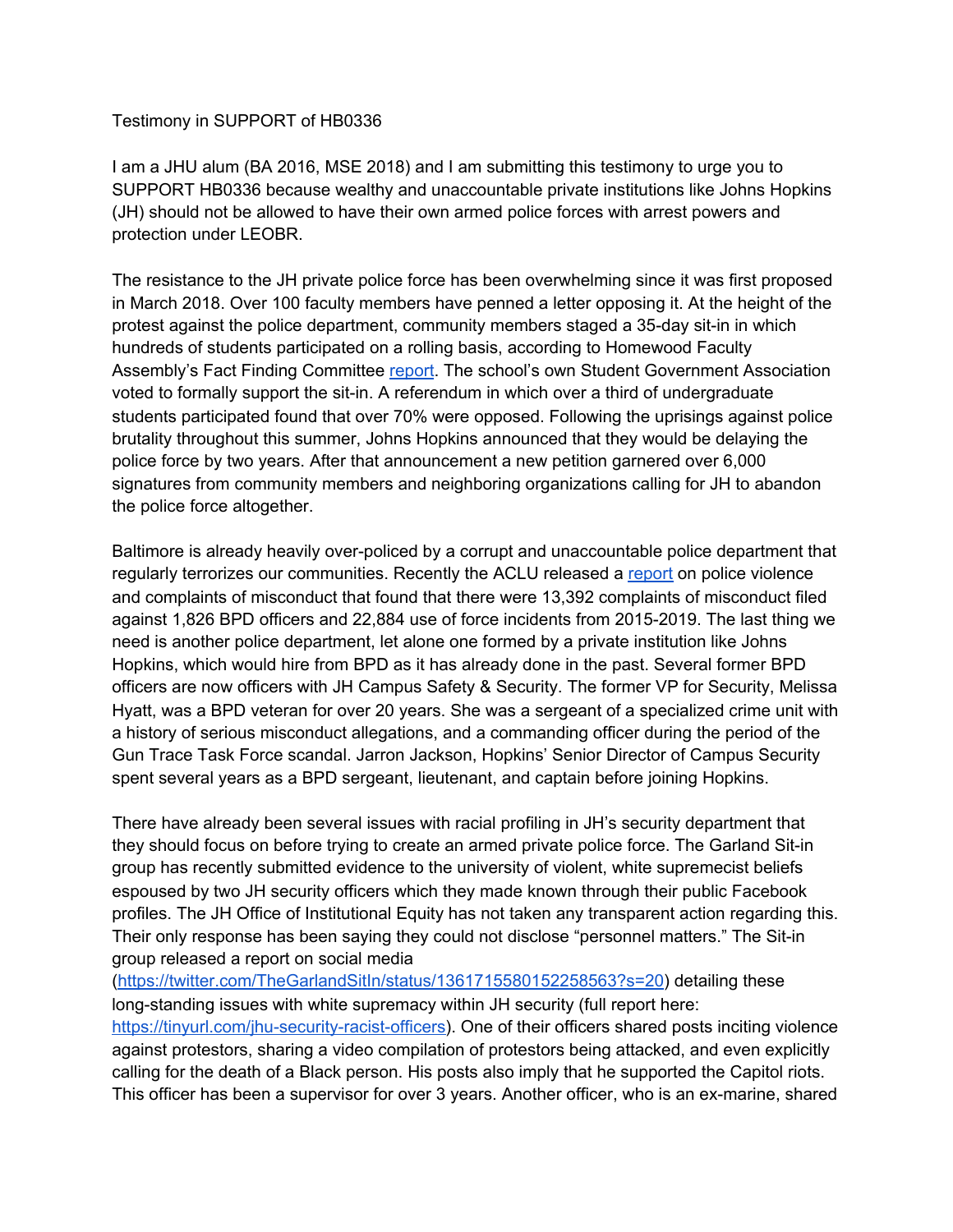Testimony in SUPPORT of HB0336

I am a JHU alum (BA 2016, MSE 2018) and I am submitting this testimony to urge you to SUPPORT HB0336 because wealthy and unaccountable private institutions like Johns Hopkins (JH) should not be allowed to have their own armed police forces with arrest powers and protection under LEOBR.

The resistance to the JH private police force has been overwhelming since it was first proposed in March 2018. Over 100 faculty members have penned a letter opposing it. At the height of the protest against the police department, community members staged a 35-day sit-in in which hundreds of students participated on a rolling basis, according to Homewood Faculty Assembly's Fact Finding Committee report. The school's own Student Government Association voted to formally support the sit-in. A referendum in which over a third of undergraduate students participated found that over 70% were opposed. Following the uprisings against police brutality throughout this summer, Johns Hopkins announced that they would be delaying the police force by two years. After that announcement a new petition garnered over 6,000 signatures from community members and neighboring organizations calling for JH to abandon the police force altogether.

Baltimore is already heavily over-policed by a corrupt and unaccountable police department that regularly terrorizes our communities. Recently the ACLU released a report on police violence and complaints of misconduct that found that there were 13,392 complaints of misconduct filed against 1,826 BPD officers and 22,884 use of force incidents from 2015-2019. The last thing we need is another police department, let alone one formed by a private institution like Johns Hopkins, which would hire from BPD as it has already done in the past. Several former BPD officers are now officers with JH Campus Safety & Security. The former VP for Security, Melissa Hyatt, was a BPD veteran for over 20 years. She was a sergeant of a specialized crime unit with a history of serious misconduct allegations, and a commanding officer during the period of the Gun Trace Task Force scandal. Jarron Jackson, Hopkins' Senior Director of Campus Security spent several years as a BPD sergeant, lieutenant, and captain before joining Hopkins.

There have already been several issues with racial profiling in JH's security department that they should focus on before trying to create an armed private police force. The Garland Sit-in group has recently submitted evidence to the university of violent, white supremecist beliefs espoused by two JH security officers which they made known through their public Facebook profiles. The JH Office of Institutional Equity has not taken any transparent action regarding this. Their only response has been saying they could not disclose "personnel matters." The Sit-in group released a report on social media (https://twitter.com/TheGarlandSitIn/status/1361715580152258563?s=20) detailing these long-standing issues with white supremacy within JH security (full report here: https://tinyurl.com/jhu-security-racist-officers). One of their officers shared posts inciting violence against protestors, sharing a video compilation of protestors being attacked, and even explicitly calling for the death of a Black person. His posts also imply that he supported the Capitol riots. This officer has been a supervisor for over 3 years. Another officer, who is an ex-marine, shared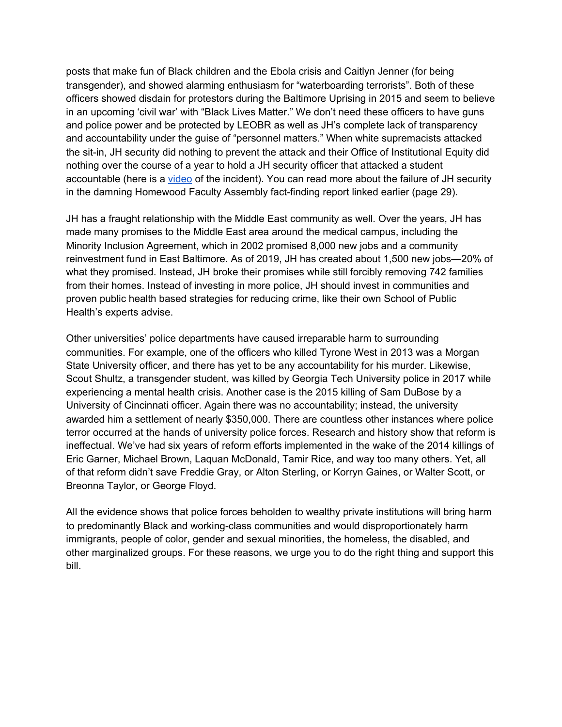posts that make fun of Black children and the Ebola crisis and Caitlyn Jenner (for being transgender), and showed alarming enthusiasm for "waterboarding terrorists". Both of these officers showed disdain for protestors during the Baltimore Uprising in 2015 and seem to believe in an upcoming 'civil war' with "Black Lives Matter." We don't need these officers to have guns and police power and be protected by LEOBR as well as JH's complete lack of transparency and accountability under the guise of "personnel matters." When white supremacists attacked the sit-in, JH security did nothing to prevent the attack and their Office of Institutional Equity did nothing over the course of a year to hold a JH security officer that attacked a student accountable (here is a video of the incident). You can read more about the failure of JH security in the damning Homewood Faculty Assembly fact-finding report linked earlier (page 29).

JH has a fraught relationship with the Middle East community as well. Over the years, JH has made many promises to the Middle East area around the medical campus, including the Minority Inclusion Agreement, which in 2002 promised 8,000 new jobs and a community reinvestment fund in East Baltimore. As of 2019, JH has created about 1,500 new jobs—20% of what they promised. Instead, JH broke their promises while still forcibly removing 742 families from their homes. Instead of investing in more police, JH should invest in communities and proven public health based strategies for reducing crime, like their own School of Public Health's experts advise.

Other universities' police departments have caused irreparable harm to surrounding communities. For example, one of the officers who killed Tyrone West in 2013 was a Morgan State University officer, and there has yet to be any accountability for his murder. Likewise, Scout Shultz, a transgender student, was killed by Georgia Tech University police in 2017 while experiencing a mental health crisis. Another case is the 2015 killing of Sam DuBose by a University of Cincinnati officer. Again there was no accountability; instead, the university awarded him a settlement of nearly $350,000. There are countless other instances where police terror occurred at the hands of university police forces. Research and history show that reform is ineffectual. We've had six years of reform efforts implemented in the wake of the 2014 killings of Eric Garner, Michael Brown, Laquan McDonald, Tamir Rice, and way too many others. Yet, all of that reform didn't save Freddie Gray, or Alton Sterling, or Korryn Gaines, or Walter Scott, or Breonna Taylor, or George Floyd.

All the evidence shows that police forces beholden to wealthy private institutions will bring harm to predominantly Black and working-class communities and would disproportionately harm immigrants, people of color, gender and sexual minorities, the homeless, the disabled, and other marginalized groups. For these reasons, we urge you to do the right thing and support this bill.